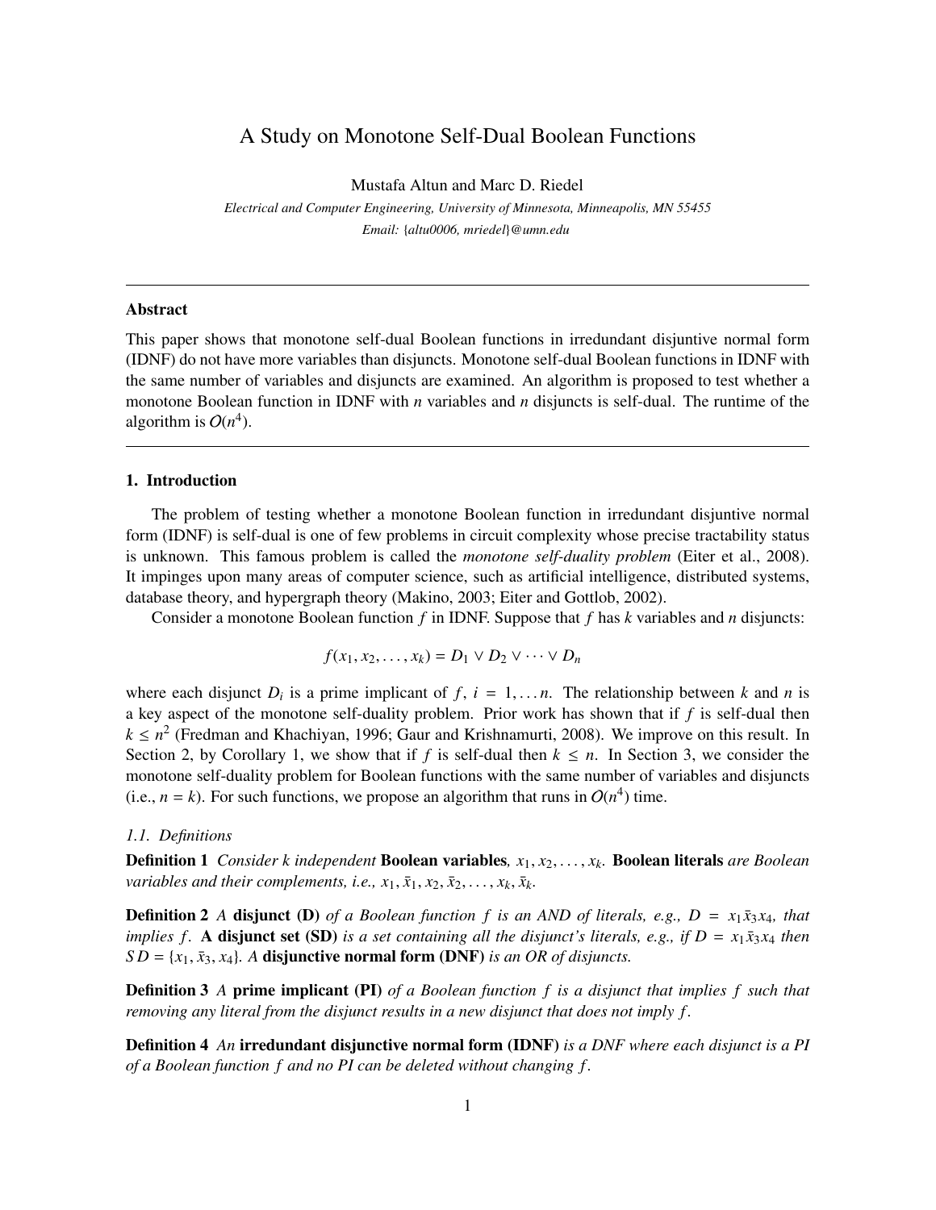# A Study on Monotone Self-Dual Boolean Functions

Mustafa Altun and Marc D. Riedel

*Electrical and Computer Engineering, University of Minnesota, Minneapolis, MN 55455*

*Email: {altu0006, mriedel}@umn.edu*

---

## Abstract

This paper shows that monotone self-dual Boolean functions in irredundant disjuntive normal form (IDNF) do not have more variables than disjuncts. Monotone self-dual Boolean functions in IDNF with the same number of variables and disjuncts are examined. An algorithm is proposed to test whether a monotone Boolean function in IDNF with $n$ variables and $n$ disjuncts is self-dual. The runtime of the algorithm is $O(n^4)$.

---

## 1. Introduction

The problem of testing whether a monotone Boolean function in irredundant disjuntive normal form (IDNF) is self-dual is one of few problems in circuit complexity whose precise tractability status is unknown. This famous problem is called the *monotone self-duality problem* (Eiter et al., 2008). It impinges upon many areas of computer science, such as artificial intelligence, distributed systems, database theory, and hypergraph theory (Makino, 2003; Eiter and Gottlob, 2002).

Consider a monotone Boolean function $f$ in IDNF. Suppose that $f$ has $k$ variables and $n$ disjuncts:

$$f(x_1, x_2, \ldots, x_k) = D_1 \vee D_2 \vee \cdots \vee D_n$$

where each disjunct $D_i$ is a prime implicant of $f$, $i = 1, \ldots n$. The relationship between $k$ and $n$ is a key aspect of the monotone self-duality problem. Prior work has shown that if $f$ is self-dual then $k \leq n^2$ (Fredman and Khachiyan, 1996; Gaur and Krishnamurti, 2008). We improve on this result. In Section 2, by Corollary 1, we show that if $f$ is self-dual then $k \leq n$. In Section 3, we consider the monotone self-duality problem for Boolean functions with the same number of variables and disjuncts (i.e., $n = k$). For such functions, we propose an algorithm that runs in $O(n^4)$ time.

### 1.1. Definitions

**Definition 1** *Consider $k$ independent* **Boolean variables***, $x_1, x_2, \ldots, x_k$.* **Boolean literals** *are Boolean variables and their complements, i.e., $x_1, \bar{x}_1, x_2, \bar{x}_2, \ldots, x_k, \bar{x}_k$.*

**Definition 2** *A* **disjunct (D)** *of a Boolean function $f$ is an AND of literals, e.g., $D = x_1\bar{x}_3x_4$, that implies $f$.* **A disjunct set (SD)** *is a set containing all the disjunct's literals, e.g., if $D = x_1\bar{x}_3x_4$ then $SD = \{x_1, \bar{x}_3, x_4\}$. A* **disjunctive normal form (DNF)** *is an OR of disjuncts.*

**Definition 3** *A* **prime implicant (PI)** *of a Boolean function $f$ is a disjunct that implies $f$ such that removing any literal from the disjunct results in a new disjunct that does not imply $f$.*

**Definition 4** *An* **irredundant disjunctive normal form (IDNF)** *is a DNF where each disjunct is a PI of a Boolean function $f$ and no PI can be deleted without changing $f$.*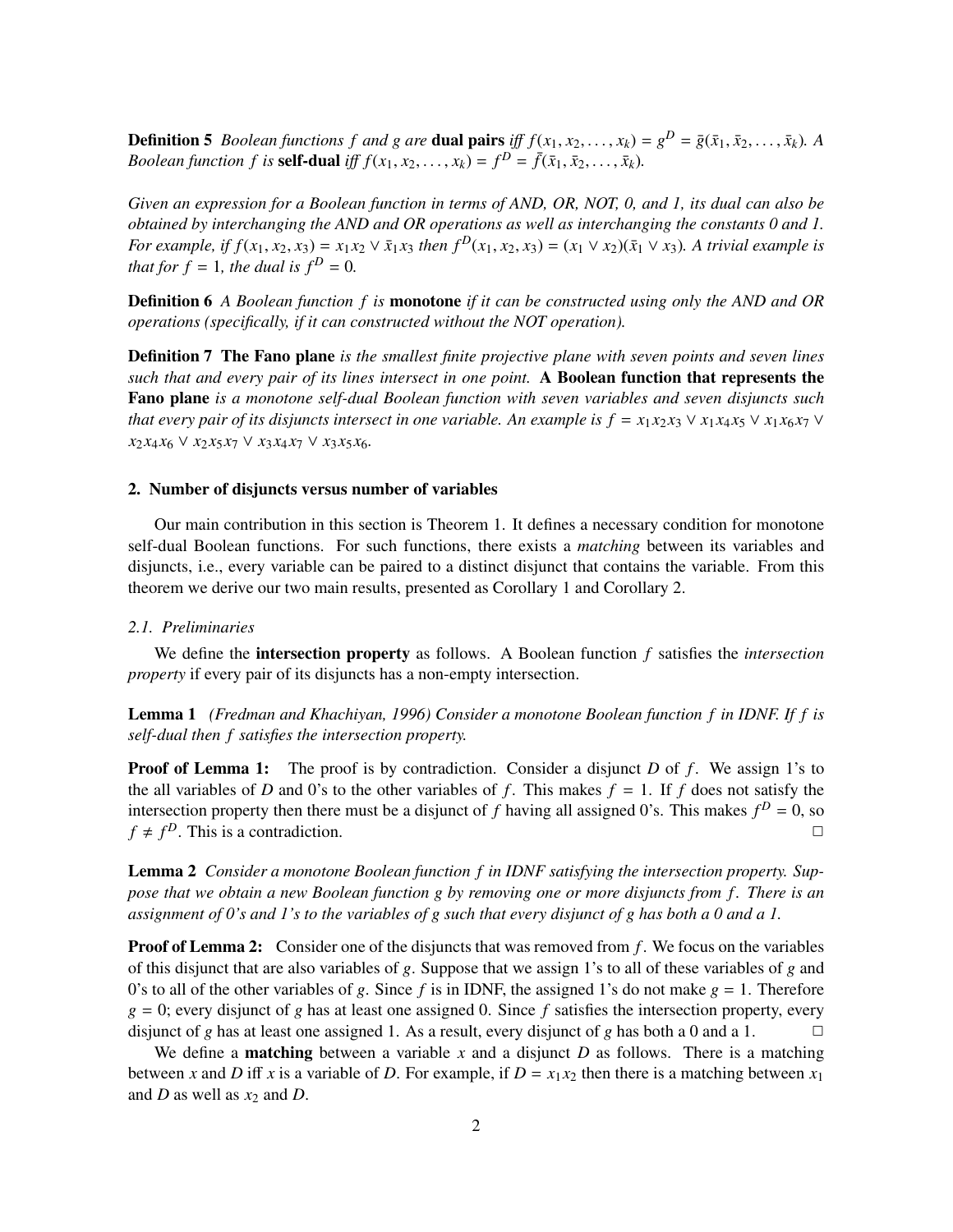**Definition 5** *Boolean functions $f$ and $g$ are* **dual pairs** *iff $f(x_1, x_2, \ldots, x_k) = g^D = \bar{g}(\bar{x}_1, \bar{x}_2, \ldots, \bar{x}_k)$. A Boolean function $f$ is* **self-dual** *iff $f(x_1, x_2, \ldots, x_k) = f^D = \bar{f}(\bar{x}_1, \bar{x}_2, \ldots, \bar{x}_k)$.*

*Given an expression for a Boolean function in terms of AND, OR, NOT, 0, and 1, its dual can also be obtained by interchanging the AND and OR operations as well as interchanging the constants 0 and 1. For example, if $f(x_1, x_2, x_3) = x_1x_2 \vee \bar{x}_1x_3$ then $f^D(x_1, x_2, x_3) = (x_1 \vee x_2)(\bar{x}_1 \vee x_3)$. A trivial example is that for $f = 1$, the dual is $f^D = 0$.*

**Definition 6** *A Boolean function $f$ is* **monotone** *if it can be constructed using only the AND and OR operations (specifically, if it can constructed without the NOT operation).*

**Definition 7** **The Fano plane** *is the smallest finite projective plane with seven points and seven lines such that and every pair of its lines intersect in one point.* **A Boolean function that represents the Fano plane** *is a monotone self-dual Boolean function with seven variables and seven disjuncts such that every pair of its disjuncts intersect in one variable. An example is $f = x_1x_2x_3 \vee x_1x_4x_5 \vee x_1x_6x_7 \vee x_2x_4x_6 \vee x_2x_5x_7 \vee x_3x_4x_7 \vee x_3x_5x_6$.*

## 2. Number of disjuncts versus number of variables

Our main contribution in this section is Theorem 1. It defines a necessary condition for monotone self-dual Boolean functions. For such functions, there exists a *matching* between its variables and disjuncts, i.e., every variable can be paired to a distinct disjunct that contains the variable. From this theorem we derive our two main results, presented as Corollary 1 and Corollary 2.

### 2.1. Preliminaries

We define the **intersection property** as follows. A Boolean function $f$ satisfies the *intersection property* if every pair of its disjuncts has a non-empty intersection.

**Lemma 1** *(Fredman and Khachiyan, 1996) Consider a monotone Boolean function $f$ in IDNF. If $f$ is self-dual then $f$ satisfies the intersection property.*

**Proof of Lemma 1:** The proof is by contradiction. Consider a disjunct $D$ of $f$. We assign 1's to the all variables of $D$ and 0's to the other variables of $f$. This makes $f = 1$. If $f$ does not satisfy the intersection property then there must be a disjunct of $f$ having all assigned 0's. This makes $f^D = 0$, so $f \neq f^D$. This is a contradiction. □

**Lemma 2** *Consider a monotone Boolean function $f$ in IDNF satisfying the intersection property. Suppose that we obtain a new Boolean function $g$ by removing one or more disjuncts from $f$. There is an assignment of 0's and 1's to the variables of $g$ such that every disjunct of $g$ has both a 0 and a 1.*

**Proof of Lemma 2:** Consider one of the disjuncts that was removed from $f$. We focus on the variables of this disjunct that are also variables of $g$. Suppose that we assign 1's to all of these variables of $g$ and 0's to all of the other variables of $g$. Since $f$ is in IDNF, the assigned 1's do not make $g = 1$. Therefore $g = 0$; every disjunct of $g$ has at least one assigned 0. Since $f$ satisfies the intersection property, every disjunct of $g$ has at least one assigned 1. As a result, every disjunct of $g$ has both a 0 and a 1. □

We define a **matching** between a variable $x$ and a disjunct $D$ as follows. There is a matching between $x$ and $D$ iff $x$ is a variable of $D$. For example, if $D = x_1x_2$ then there is a matching between $x_1$ and $D$ as well as $x_2$ and $D$.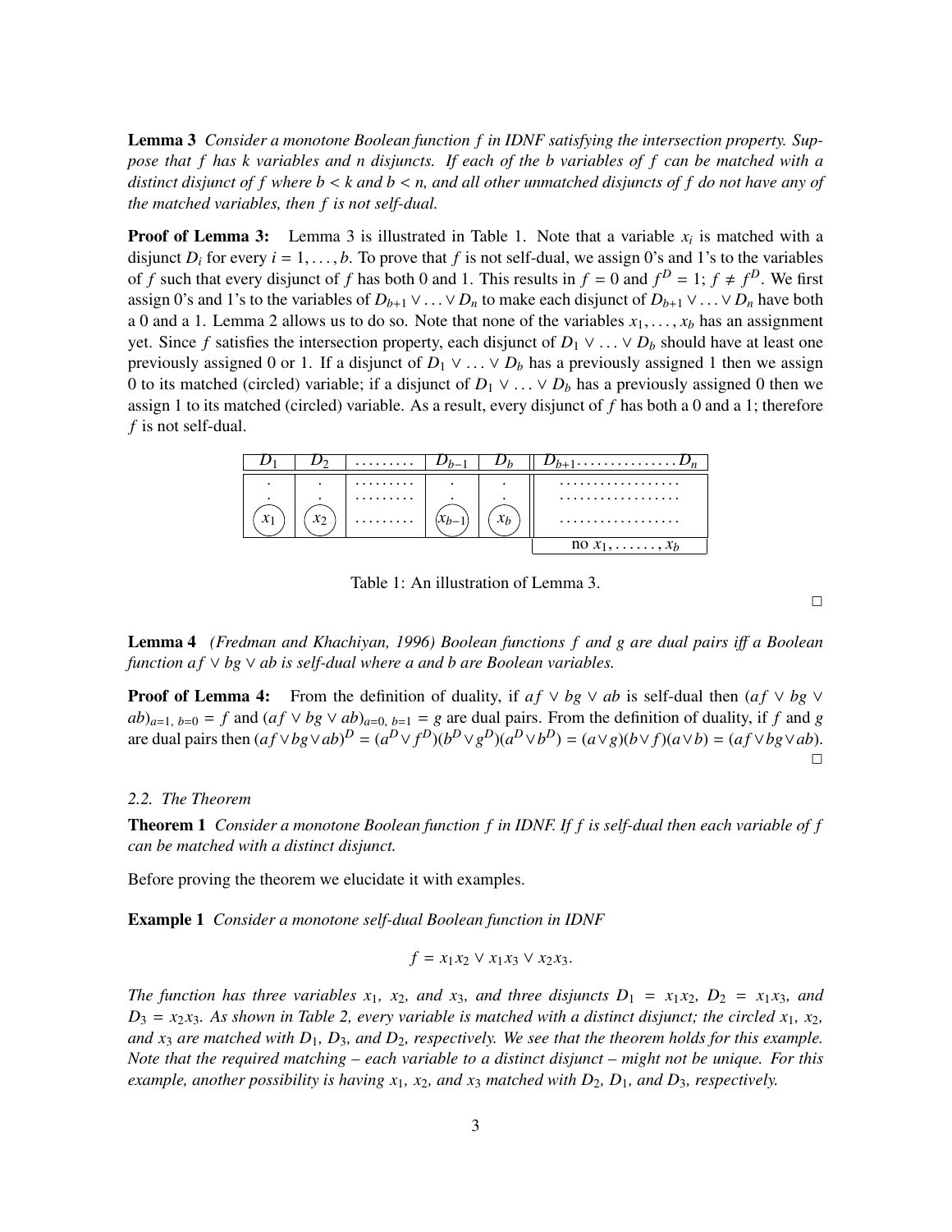**Lemma 3** *Consider a monotone Boolean function $f$ in IDNF satisfying the intersection property. Suppose that $f$ has $k$ variables and $n$ disjuncts. If each of the $b$ variables of $f$ can be matched with a distinct disjunct of $f$ where $b < k$ and $b < n$, and all other unmatched disjuncts of $f$ do not have any of the matched variables, then $f$ is not self-dual.*

**Proof of Lemma 3:** Lemma 3 is illustrated in Table 1. Note that a variable $x_i$ is matched with a disjunct $D_i$ for every $i = 1, \ldots, b$. To prove that $f$ is not self-dual, we assign 0's and 1's to the variables of $f$ such that every disjunct of $f$ has both 0 and 1. This results in $f = 0$ and $f^D = 1$; $f \neq f^D$. We first assign 0's and 1's to the variables of $D_{b+1} \vee \ldots \vee D_n$ to make each disjunct of $D_{b+1} \vee \ldots \vee D_n$ have both a 0 and a 1. Lemma 2 allows us to do so. Note that none of the variables $x_1, \ldots, x_b$ has an assignment yet. Since $f$ satisfies the intersection property, each disjunct of $D_1 \vee \ldots \vee D_b$ should have at least one previously assigned 0 or 1. If a disjunct of $D_1 \vee \ldots \vee D_b$ has a previously assigned 1 then we assign 0 to its matched (circled) variable; if a disjunct of $D_1 \vee \ldots \vee D_b$ has a previously assigned 0 then we assign 1 to its matched (circled) variable. As a result, every disjunct of $f$ has both a 0 and a 1; therefore $f$ is not self-dual.

| $D_1$ | $D_2$ | ......... | $D_{b-1}$ | $D_b$ | $D_{b+1}$...............$D_n$ |
|---|---|---|---|---|---|
| . | . | ......... | . | . | .................. |
| . | . | ......... | . | . | .................. |
| ($x_1$) | ($x_2$) | ......... | ($x_{b-1}$) | ($x_b$) | .................. |
| | | | | | no $x_1, \ldots\ldots, x_b$ |

Table 1: An illustration of Lemma 3.

□

**Lemma 4** *(Fredman and Khachiyan, 1996) Boolean functions $f$ and $g$ are dual pairs iff a Boolean function $af \vee bg \vee ab$ is self-dual where $a$ and $b$ are Boolean variables.*

**Proof of Lemma 4:** From the definition of duality, if $af \vee bg \vee ab$ is self-dual then $(af \vee bg \vee ab)_{a=1,\, b=0} = f$ and $(af \vee bg \vee ab)_{a=0,\, b=1} = g$ are dual pairs. From the definition of duality, if $f$ and $g$ are dual pairs then $(af \vee bg \vee ab)^D = (a^D \vee f^D)(b^D \vee g^D)(a^D \vee b^D) = (a \vee g)(b \vee f)(a \vee b) = (af \vee bg \vee ab)$.

□

### 2.2. The Theorem

**Theorem 1** *Consider a monotone Boolean function $f$ in IDNF. If $f$ is self-dual then each variable of $f$ can be matched with a distinct disjunct.*

Before proving the theorem we elucidate it with examples.

**Example 1** *Consider a monotone self-dual Boolean function in IDNF*

$$f = x_1x_2 \vee x_1x_3 \vee x_2x_3.$$

*The function has three variables $x_1$, $x_2$, and $x_3$, and three disjuncts $D_1 = x_1x_2$, $D_2 = x_1x_3$, and $D_3 = x_2x_3$. As shown in Table 2, every variable is matched with a distinct disjunct; the circled $x_1$, $x_2$, and $x_3$ are matched with $D_1$, $D_3$, and $D_2$, respectively. We see that the theorem holds for this example. Note that the required matching – each variable to a distinct disjunct – might not be unique. For this example, another possibility is having $x_1$, $x_2$, and $x_3$ matched with $D_2$, $D_1$, and $D_3$, respectively.*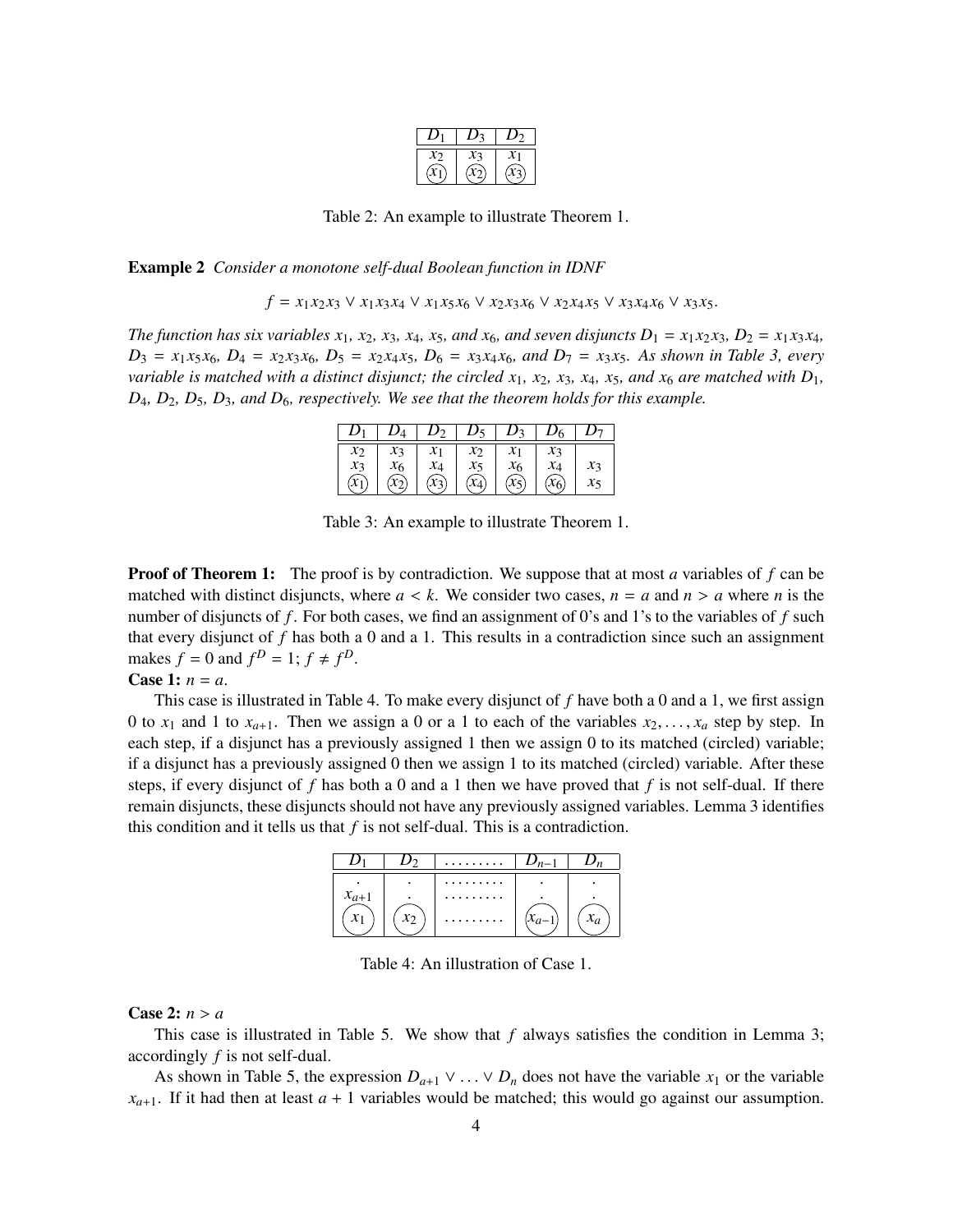| $D_1$ | $D_3$ | $D_2$ |
|---|---|---|
| $x_2$ | $x_3$ | $x_1$ |
| ($x_1$) | ($x_2$) | ($x_3$) |

Table 2: An example to illustrate Theorem 1.

**Example 2** *Consider a monotone self-dual Boolean function in IDNF*

$$f = x_1x_2x_3 \vee x_1x_3x_4 \vee x_1x_5x_6 \vee x_2x_3x_6 \vee x_2x_4x_5 \vee x_3x_4x_6 \vee x_3x_5.$$

*The function has six variables $x_1$, $x_2$, $x_3$, $x_4$, $x_5$, and $x_6$, and seven disjuncts $D_1 = x_1x_2x_3$, $D_2 = x_1x_3x_4$, $D_3 = x_1x_5x_6$, $D_4 = x_2x_3x_6$, $D_5 = x_2x_4x_5$, $D_6 = x_3x_4x_6$, and $D_7 = x_3x_5$. As shown in Table 3, every variable is matched with a distinct disjunct; the circled $x_1$, $x_2$, $x_3$, $x_4$, $x_5$, and $x_6$ are matched with $D_1$, $D_4$, $D_2$, $D_5$, $D_3$, and $D_6$, respectively. We see that the theorem holds for this example.*

| $D_1$ | $D_4$ | $D_2$ | $D_5$ | $D_3$ | $D_6$ | $D_7$ |
|---|---|---|---|---|---|---|
| $x_2$ | $x_3$ | $x_1$ | $x_2$ | $x_1$ | $x_3$ | |
| $x_3$ | $x_6$ | $x_4$ | $x_5$ | $x_6$ | $x_4$ | $x_3$ |
| ($x_1$) | ($x_2$) | ($x_3$) | ($x_4$) | ($x_5$) | ($x_6$) | $x_5$ |

Table 3: An example to illustrate Theorem 1.

**Proof of Theorem 1:** The proof is by contradiction. We suppose that at most $a$ variables of $f$ can be matched with distinct disjuncts, where $a < k$. We consider two cases, $n = a$ and $n > a$ where $n$ is the number of disjuncts of $f$. For both cases, we find an assignment of 0's and 1's to the variables of $f$ such that every disjunct of $f$ has both a 0 and a 1. This results in a contradiction since such an assignment makes $f = 0$ and $f^D = 1$; $f \neq f^D$.

**Case 1:** $n = a$.

This case is illustrated in Table 4. To make every disjunct of $f$ have both a 0 and a 1, we first assign 0 to $x_1$ and 1 to $x_{a+1}$. Then we assign a 0 or a 1 to each of the variables $x_2, \ldots, x_a$ step by step. In each step, if a disjunct has a previously assigned 1 then we assign 0 to its matched (circled) variable; if a disjunct has a previously assigned 0 then we assign 1 to its matched (circled) variable. After these steps, if every disjunct of $f$ has both a 0 and a 1 then we have proved that $f$ is not self-dual. If there remain disjuncts, these disjuncts should not have any previously assigned variables. Lemma 3 identifies this condition and it tells us that $f$ is not self-dual. This is a contradiction.

| $D_1$ | $D_2$ | ......... | $D_{n-1}$ | $D_n$ |
|---|---|---|---|---|
| . | . | ......... | . | . |
| $x_{a+1}$ | . | ......... | . | . |
| ($x_1$) | ($x_2$) | ......... | ($x_{a-1}$) | ($x_a$) |

Table 4: An illustration of Case 1.

**Case 2:** $n > a$

This case is illustrated in Table 5. We show that $f$ always satisfies the condition in Lemma 3; accordingly $f$ is not self-dual.

As shown in Table 5, the expression $D_{a+1} \vee \ldots \vee D_n$ does not have the variable $x_1$ or the variable $x_{a+1}$. If it had then at least $a + 1$ variables would be matched; this would go against our assumption.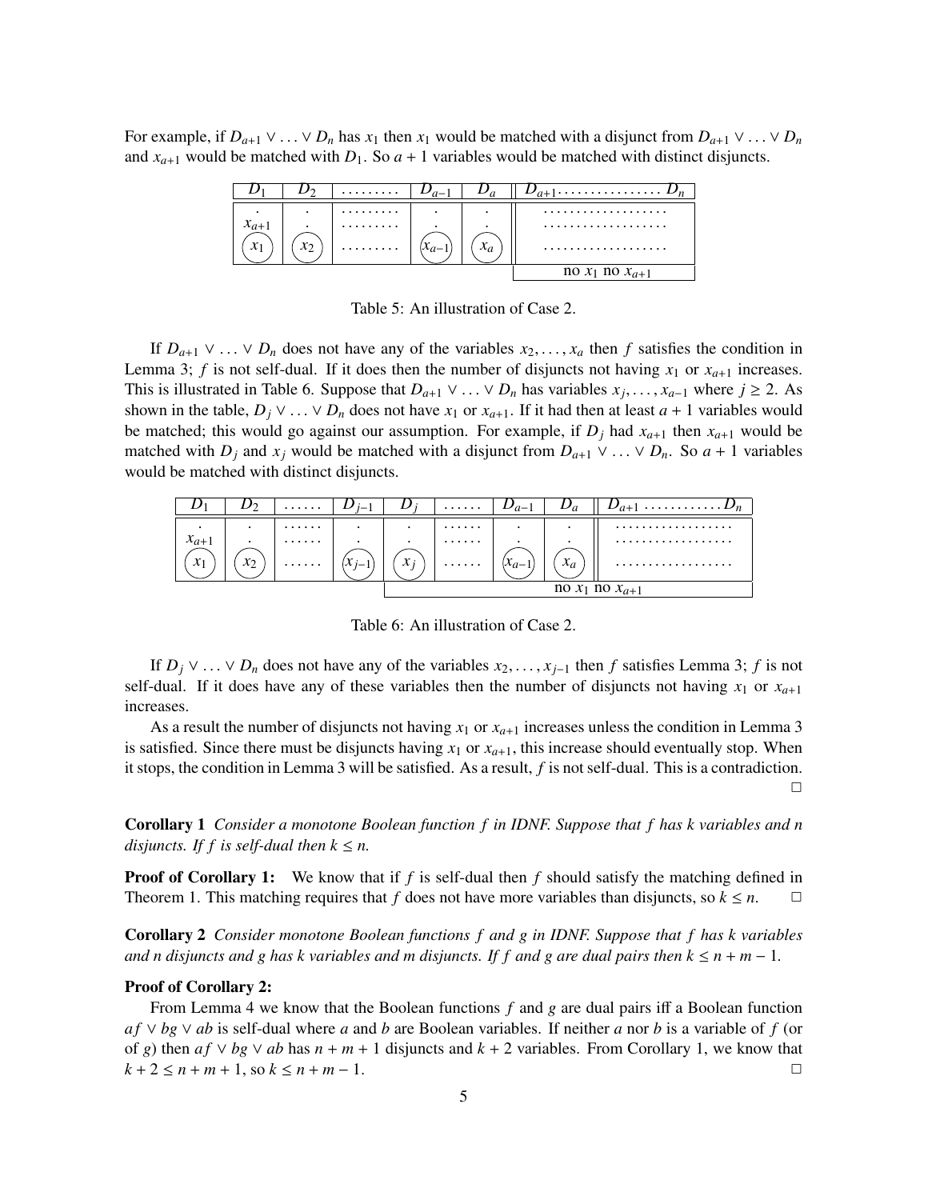For example, if $D_{a+1} \vee \ldots \vee D_n$ has $x_1$ then $x_1$ would be matched with a disjunct from $D_{a+1} \vee \ldots \vee D_n$ and $x_{a+1}$ would be matched with $D_1$. So $a+1$ variables would be matched with distinct disjuncts.

| $D_1$ | $D_2$ | ......... | $D_{a-1}$ | $D_a$ | $D_{a+1}$................ $D_n$ |
|---|---|---|---|---|---|
| . | . | ......... | . | . | ................... |
| $x_{a+1}$ | . | ......... | . | . | ................... |
| ($x_1$) | ($x_2$) | ......... | ($x_{a-1}$) | ($x_a$) | ................... |
| | | | | | no $x_1$ no $x_{a+1}$ |

Table 5: An illustration of Case 2.

If $D_{a+1} \vee \ldots \vee D_n$ does not have any of the variables $x_2, \ldots, x_a$ then $f$ satisfies the condition in Lemma 3; $f$ is not self-dual. If it does then the number of disjuncts not having $x_1$ or $x_{a+1}$ increases. This is illustrated in Table 6. Suppose that $D_{a+1} \vee \ldots \vee D_n$ has variables $x_j, \ldots, x_{a-1}$ where $j \geq 2$. As shown in the table, $D_j \vee \ldots \vee D_n$ does not have $x_1$ or $x_{a+1}$. If it had then at least $a+1$ variables would be matched; this would go against our assumption. For example, if $D_j$ had $x_{a+1}$ then $x_{a+1}$ would be matched with $D_j$ and $x_j$ would be matched with a disjunct from $D_{a+1} \vee \ldots \vee D_n$. So $a+1$ variables would be matched with distinct disjuncts.

| $D_1$ | $D_2$ | ...... | $D_{j-1}$ | $D_j$ | ...... | $D_{a-1}$ | $D_a$ | $D_{a+1}$ ............ $D_n$ |
|---|---|---|---|---|---|---|---|---|
| . | . | ...... | . | . | ...... | . | . | .................. |
| $x_{a+1}$ | . | ...... | . | . | ...... | . | . | .................. |
| ($x_1$) | ($x_2$) | ...... | ($x_{j-1}$) | ($x_j$) | ...... | ($x_{a-1}$) | ($x_a$) | .................. |
| | | | | no $x_1$ no $x_{a+1}$ | | | | |

Table 6: An illustration of Case 2.

If $D_j \vee \ldots \vee D_n$ does not have any of the variables $x_2, \ldots, x_{j-1}$ then $f$ satisfies Lemma 3; $f$ is not self-dual. If it does have any of these variables then the number of disjuncts not having $x_1$ or $x_{a+1}$ increases.

As a result the number of disjuncts not having $x_1$ or $x_{a+1}$ increases unless the condition in Lemma 3 is satisfied. Since there must be disjuncts having $x_1$ or $x_{a+1}$, this increase should eventually stop. When it stops, the condition in Lemma 3 will be satisfied. As a result, $f$ is not self-dual. This is a contradiction. □

**Corollary 1** *Consider a monotone Boolean function $f$ in IDNF. Suppose that $f$ has $k$ variables and $n$ disjuncts. If $f$ is self-dual then $k \leq n$.*

**Proof of Corollary 1:** We know that if $f$ is self-dual then $f$ should satisfy the matching defined in Theorem 1. This matching requires that $f$ does not have more variables than disjuncts, so $k \leq n$. □

**Corollary 2** *Consider monotone Boolean functions $f$ and $g$ in IDNF. Suppose that $f$ has $k$ variables and $n$ disjuncts and $g$ has $k$ variables and $m$ disjuncts. If $f$ and $g$ are dual pairs then $k \leq n+m-1$.*

**Proof of Corollary 2:**

From Lemma 4 we know that the Boolean functions $f$ and $g$ are dual pairs iff a Boolean function $af \vee bg \vee ab$ is self-dual where $a$ and $b$ are Boolean variables. If neither $a$ nor $b$ is a variable of $f$ (or of $g$) then $af \vee bg \vee ab$ has $n+m+1$ disjuncts and $k+2$ variables. From Corollary 1, we know that $k+2 \leq n+m+1$, so $k \leq n+m-1$. □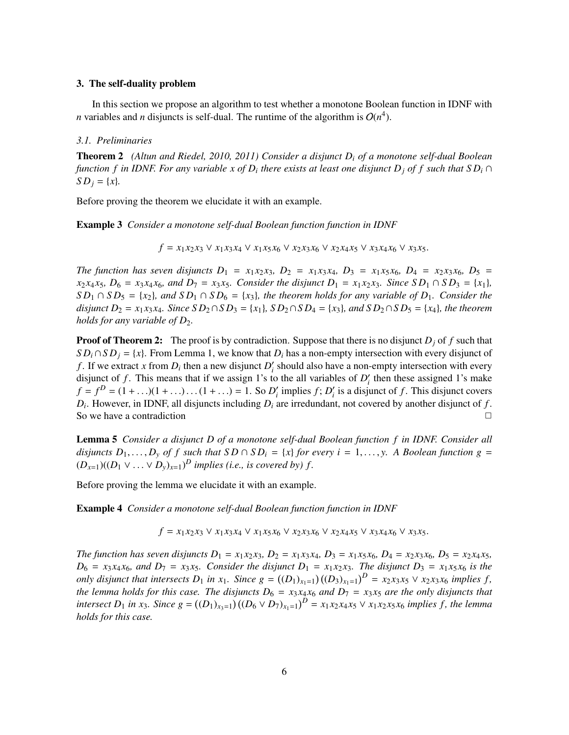## 3. The self-duality problem

In this section we propose an algorithm to test whether a monotone Boolean function in IDNF with $n$ variables and $n$ disjuncts is self-dual. The runtime of the algorithm is $O(n^4)$.

### *3.1. Preliminaries*

**Theorem 2** *(Altun and Riedel, 2010, 2011) Consider a disjunct $D_i$ of a monotone self-dual Boolean function $f$ in IDNF. For any variable $x$ of $D_i$ there exists at least one disjunct $D_j$ of $f$ such that $SD_i \cap SD_j = \{x\}$.*

Before proving the theorem we elucidate it with an example.

**Example 3** *Consider a monotone self-dual Boolean function function in IDNF*

$$f = x_1x_2x_3 \vee x_1x_3x_4 \vee x_1x_5x_6 \vee x_2x_3x_6 \vee x_2x_4x_5 \vee x_3x_4x_6 \vee x_3x_5.$$

*The function has seven disjuncts $D_1 = x_1x_2x_3$, $D_2 = x_1x_3x_4$, $D_3 = x_1x_5x_6$, $D_4 = x_2x_3x_6$, $D_5 = x_2x_4x_5$, $D_6 = x_3x_4x_6$, and $D_7 = x_3x_5$. Consider the disjunct $D_1 = x_1x_2x_3$. Since $SD_1 \cap SD_3 = \{x_1\}$, $SD_1 \cap SD_5 = \{x_2\}$, and $SD_1 \cap SD_6 = \{x_3\}$, the theorem holds for any variable of $D_1$. Consider the disjunct $D_2 = x_1x_3x_4$. Since $SD_2 \cap SD_3 = \{x_1\}$, $SD_2 \cap SD_4 = \{x_3\}$, and $SD_2 \cap SD_5 = \{x_4\}$, the theorem holds for any variable of $D_2$.*

**Proof of Theorem 2:** The proof is by contradiction. Suppose that there is no disjunct $D_j$ of $f$ such that $SD_i \cap SD_j = \{x\}$. From Lemma 1, we know that $D_i$ has a non-empty intersection with every disjunct of $f$. If we extract $x$ from $D_i$ then a new disjunct $D_i'$ should also have a non-empty intersection with every disjunct of $f$. This means that if we assign 1's to the all variables of $D_i'$ then these assigned 1's make $f = f^D = (1 + \ldots)(1 + \ldots)\ldots(1 + \ldots) = 1$. So $D_i'$ implies $f$; $D_i'$ is a disjunct of $f$. This disjunct covers $D_i$. However, in IDNF, all disjuncts including $D_i$ are irredundant, not covered by another disjunct of $f$. So we have a contradiction □

**Lemma 5** *Consider a disjunct $D$ of a monotone self-dual Boolean function $f$ in IDNF. Consider all disjuncts $D_1, \ldots, D_y$ of $f$ such that $SD \cap SD_i = \{x\}$ for every $i = 1, \ldots, y$. A Boolean function $g = (D_{x=1})((D_1 \vee \ldots \vee D_y)_{x=1})^D$ implies (i.e., is covered by) $f$.*

Before proving the lemma we elucidate it with an example.

**Example 4** *Consider a monotone self-dual Boolean function function in IDNF*

$$f = x_1x_2x_3 \vee x_1x_3x_4 \vee x_1x_5x_6 \vee x_2x_3x_6 \vee x_2x_4x_5 \vee x_3x_4x_6 \vee x_3x_5.$$

*The function has seven disjuncts $D_1 = x_1x_2x_3$, $D_2 = x_1x_3x_4$, $D_3 = x_1x_5x_6$, $D_4 = x_2x_3x_6$, $D_5 = x_2x_4x_5$, $D_6 = x_3x_4x_6$, and $D_7 = x_3x_5$. Consider the disjunct $D_1 = x_1x_2x_3$. The disjunct $D_3 = x_1x_5x_6$ is the only disjunct that intersects $D_1$ in $x_1$. Since $g = \left((D_1)_{x_1=1}\right)\left((D_3)_{x_1=1}\right)^D = x_2x_3x_5 \vee x_2x_3x_6$ implies $f$, the lemma holds for this case. The disjuncts $D_6 = x_3x_4x_6$ and $D_7 = x_3x_5$ are the only disjuncts that intersect $D_1$ in $x_3$. Since $g = \left((D_1)_{x_3=1}\right)\left((D_6 \vee D_7)_{x_1=1}\right)^D = x_1x_2x_4x_5 \vee x_1x_2x_5x_6$ implies $f$, the lemma holds for this case.*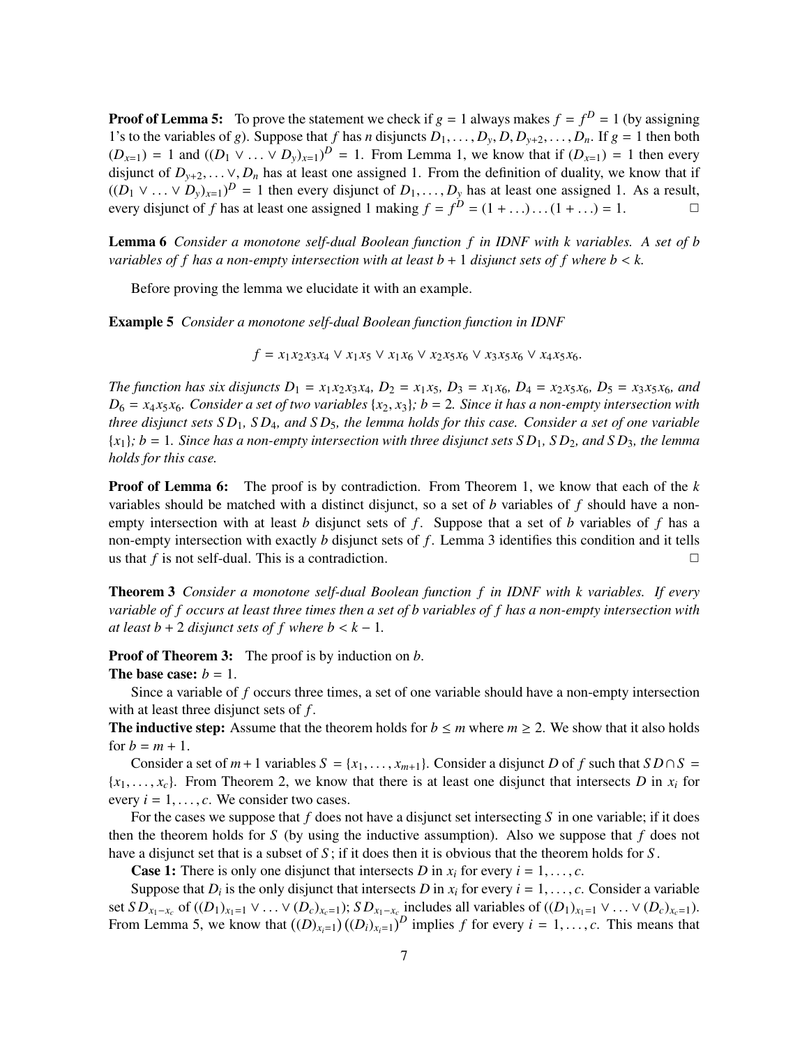**Proof of Lemma 5:** To prove the statement we check if $g = 1$ always makes $f = f^D = 1$ (by assigning 1's to the variables of $g$). Suppose that $f$ has $n$ disjuncts $D_1, \ldots, D_y, D, D_{y+2}, \ldots, D_n$. If $g = 1$ then both $(D_{x=1}) = 1$ and $((D_1 \vee \ldots \vee D_y)_{x=1})^D = 1$. From Lemma 1, we know that if $(D_{x=1}) = 1$ then every disjunct of $D_{y+2}, \ldots \vee, D_n$ has at least one assigned 1. From the definition of duality, we know that if $((D_1 \vee \ldots \vee D_y)_{x=1})^D = 1$ then every disjunct of $D_1, \ldots, D_y$ has at least one assigned 1. As a result, every disjunct of $f$ has at least one assigned 1 making $f = f^D = (1 + \ldots) \ldots (1 + \ldots) = 1$. □

**Lemma 6** *Consider a monotone self-dual Boolean function $f$ in IDNF with $k$ variables. A set of $b$ variables of $f$ has a non-empty intersection with at least $b + 1$ disjunct sets of $f$ where $b < k$.*

Before proving the lemma we elucidate it with an example.

**Example 5** *Consider a monotone self-dual Boolean function function in IDNF*

$$f = x_1x_2x_3x_4 \vee x_1x_5 \vee x_1x_6 \vee x_2x_5x_6 \vee x_3x_5x_6 \vee x_4x_5x_6.$$

*The function has six disjuncts $D_1 = x_1x_2x_3x_4$, $D_2 = x_1x_5$, $D_3 = x_1x_6$, $D_4 = x_2x_5x_6$, $D_5 = x_3x_5x_6$, and $D_6 = x_4x_5x_6$. Consider a set of two variables $\{x_2, x_3\}$; $b = 2$. Since it has a non-empty intersection with three disjunct sets $SD_1$, $SD_4$, and $SD_5$, the lemma holds for this case. Consider a set of one variable $\{x_1\}$; $b = 1$. Since has a non-empty intersection with three disjunct sets $SD_1$, $SD_2$, and $SD_3$, the lemma holds for this case.*

**Proof of Lemma 6:** The proof is by contradiction. From Theorem 1, we know that each of the $k$ variables should be matched with a distinct disjunct, so a set of $b$ variables of $f$ should have a non-empty intersection with at least $b$ disjunct sets of $f$. Suppose that a set of $b$ variables of $f$ has a non-empty intersection with exactly $b$ disjunct sets of $f$. Lemma 3 identifies this condition and it tells us that $f$ is not self-dual. This is a contradiction. □

**Theorem 3** *Consider a monotone self-dual Boolean function $f$ in IDNF with $k$ variables. If every variable of $f$ occurs at least three times then a set of $b$ variables of $f$ has a non-empty intersection with at least $b + 2$ disjunct sets of $f$ where $b < k - 1$.*

**Proof of Theorem 3:** The proof is by induction on $b$.

**The base case:** $b = 1$.

Since a variable of $f$ occurs three times, a set of one variable should have a non-empty intersection with at least three disjunct sets of $f$.

**The inductive step:** Assume that the theorem holds for $b \leq m$ where $m \geq 2$. We show that it also holds for $b = m + 1$.

Consider a set of $m + 1$ variables $S = \{x_1, \ldots, x_{m+1}\}$. Consider a disjunct $D$ of $f$ such that $SD \cap S = \{x_1, \ldots, x_c\}$. From Theorem 2, we know that there is at least one disjunct that intersects $D$ in $x_i$ for every $i = 1, \ldots, c$. We consider two cases.

For the cases we suppose that $f$ does not have a disjunct set intersecting $S$ in one variable; if it does then the theorem holds for $S$ (by using the inductive assumption). Also we suppose that $f$ does not have a disjunct set that is a subset of $S$; if it does then it is obvious that the theorem holds for $S$.

**Case 1:** There is only one disjunct that intersects $D$ in $x_i$ for every $i = 1, \ldots, c$.

Suppose that $D_i$ is the only disjunct that intersects $D$ in $x_i$ for every $i = 1, \ldots, c$. Consider a variable set $SD_{x_1-x_c}$ of $((D_1)_{x_1=1} \vee \ldots \vee (D_c)_{x_c=1})$; $SD_{x_1-x_c}$ includes all variables of $((D_1)_{x_1=1} \vee \ldots \vee (D_c)_{x_c=1})$. From Lemma 5, we know that $((D)_{x_i=1})\,((D_i)_{x_i=1})^D$ implies $f$ for every $i = 1, \ldots, c$. This means that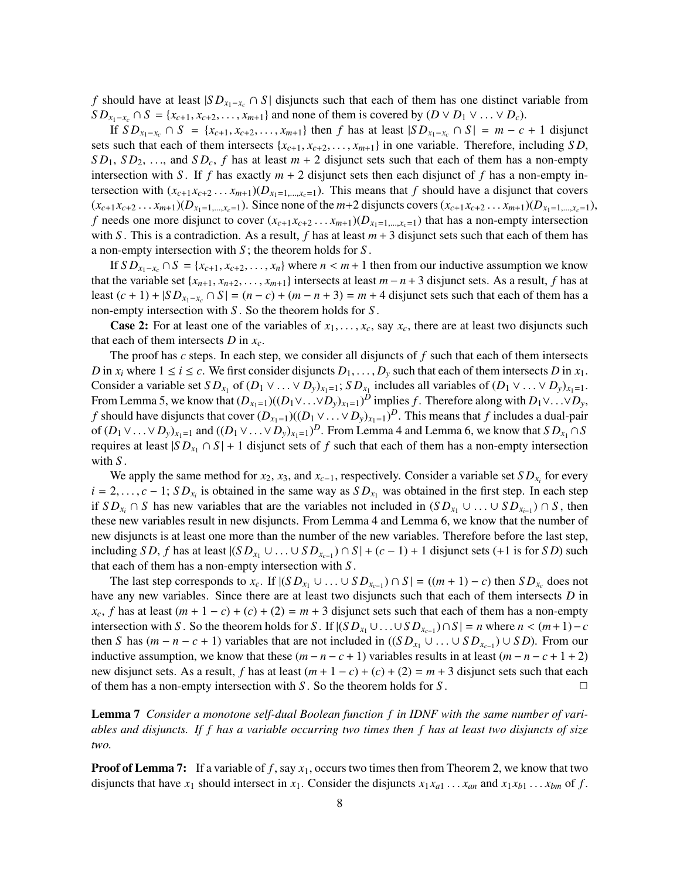$f$ should have at least $|SD_{x_1-x_c} \cap S|$ disjuncts such that each of them has one distinct variable from $SD_{x_1-x_c} \cap S = \{x_{c+1}, x_{c+2}, \ldots, x_{m+1}\}$ and none of them is covered by $(D \vee D_1 \vee \ldots \vee D_c)$.

If $SD_{x_1-x_c} \cap S = \{x_{c+1}, x_{c+2}, \ldots, x_{m+1}\}$ then $f$ has at least $|SD_{x_1-x_c} \cap S| = m - c + 1$ disjunct sets such that each of them intersects $\{x_{c+1}, x_{c+2}, \ldots, x_{m+1}\}$ in one variable. Therefore, including $SD$, $SD_1$, $SD_2$, ..., and $SD_c$, $f$ has at least $m + 2$ disjunct sets such that each of them has a non-empty intersection with $S$. If $f$ has exactly $m + 2$ disjunct sets then each disjunct of $f$ has a non-empty intersection with $(x_{c+1}x_{c+2}\ldots x_{m+1})(D_{x_1=1,\ldots,x_c=1})$. This means that $f$ should have a disjunct that covers $(x_{c+1}x_{c+2}\ldots x_{m+1})(D_{x_1=1,\ldots,x_c=1})$. Since none of the $m$+2 disjuncts covers $(x_{c+1}x_{c+2}\ldots x_{m+1})(D_{x_1=1,\ldots,x_c=1})$, $f$ needs one more disjunct to cover $(x_{c+1}x_{c+2}\ldots x_{m+1})(D_{x_1=1,\ldots,x_c=1})$ that has a non-empty intersection with $S$. This is a contradiction. As a result, $f$ has at least $m + 3$ disjunct sets such that each of them has a non-empty intersection with $S$; the theorem holds for $S$.

If $SD_{x_1-x_c} \cap S = \{x_{c+1}, x_{c+2}, \ldots, x_n\}$ where $n < m + 1$ then from our inductive assumption we know that the variable set $\{x_{n+1}, x_{n+2}, \ldots, x_{m+1}\}$ intersects at least $m - n + 3$ disjunct sets. As a result, $f$ has at least $(c + 1) + |SD_{x_1-x_c} \cap S| = (n - c) + (m - n + 3) = m + 4$ disjunct sets such that each of them has a non-empty intersection with $S$. So the theorem holds for $S$.

**Case 2:** For at least one of the variables of $x_1, \ldots, x_c$, say $x_c$, there are at least two disjuncts such that each of them intersects $D$ in $x_c$.

The proof has $c$ steps. In each step, we consider all disjuncts of $f$ such that each of them intersects $D$ in $x_i$ where $1 \le i \le c$. We first consider disjuncts $D_1, \ldots, D_y$ such that each of them intersects $D$ in $x_1$. Consider a variable set $SD_{x_1}$ of $(D_1 \vee \ldots \vee D_y)_{x_1=1}$; $SD_{x_1}$ includes all variables of $(D_1 \vee \ldots \vee D_y)_{x_1=1}$. From Lemma 5, we know that $(D_{x_1=1})((D_1 \vee \ldots \vee D_y)_{x_1=1})^D$ implies $f$. Therefore along with $D_1 \vee \ldots \vee D_y$, $f$ should have disjuncts that cover $(D_{x_1=1})((D_1 \vee \ldots \vee D_y)_{x_1=1})^D$. This means that $f$ includes a dual-pair of $(D_1 \vee \ldots \vee D_y)_{x_1=1}$ and $((D_1 \vee \ldots \vee D_y)_{x_1=1})^D$. From Lemma 4 and Lemma 6, we know that $SD_{x_1} \cap S$ requires at least $|SD_{x_1} \cap S| + 1$ disjunct sets of $f$ such that each of them has a non-empty intersection with $S$.

We apply the same method for $x_2$, $x_3$, and $x_{c-1}$, respectively. Consider a variable set $SD_{x_i}$ for every $i = 2, \ldots, c - 1$; $SD_{x_i}$ is obtained in the same way as $SD_{x_1}$ was obtained in the first step. In each step if $SD_{x_i} \cap S$ has new variables that are the variables not included in $(SD_{x_1} \cup \ldots \cup SD_{x_{i-1}}) \cap S$, then these new variables result in new disjuncts. From Lemma 4 and Lemma 6, we know that the number of new disjuncts is at least one more than the number of the new variables. Therefore before the last step, including $SD$, $f$ has at least $|(SD_{x_1} \cup \ldots \cup SD_{x_{c-1}}) \cap S| + (c - 1) + 1$ disjunct sets (+1 is for $SD$) such that each of them has a non-empty intersection with $S$.

The last step corresponds to $x_c$. If $|(SD_{x_1} \cup \ldots \cup SD_{x_{c-1}}) \cap S| = ((m + 1) - c)$ then $SD_{x_c}$ does not have any new variables. Since there are at least two disjuncts such that each of them intersects $D$ in $x_c$, $f$ has at least $(m + 1 - c) + (c) + (2) = m + 3$ disjunct sets such that each of them has a non-empty intersection with $S$. So the theorem holds for $S$. If $|(SD_{x_1} \cup \ldots \cup SD_{x_{c-1}}) \cap S| = n$ where $n < (m+1) - c$ then $S$ has $(m - n - c + 1)$ variables that are not included in $((SD_{x_1} \cup \ldots \cup SD_{x_{c-1}}) \cup SD)$. From our inductive assumption, we know that these $(m - n - c + 1)$ variables results in at least $(m - n - c + 1 + 2)$ new disjunct sets. As a result, $f$ has at least $(m + 1 - c) + (c) + (2) = m + 3$ disjunct sets such that each of them has a non-empty intersection with $S$. So the theorem holds for $S$. $\square$

**Lemma 7** *Consider a monotone self-dual Boolean function $f$ in IDNF with the same number of variables and disjuncts. If $f$ has a variable occurring two times then $f$ has at least two disjuncts of size two.*

**Proof of Lemma 7:** If a variable of $f$, say $x_1$, occurs two times then from Theorem 2, we know that two disjuncts that have $x_1$ should intersect in $x_1$. Consider the disjuncts $x_1x_{a1}\ldots x_{an}$ and $x_1x_{b1}\ldots x_{bm}$ of $f$.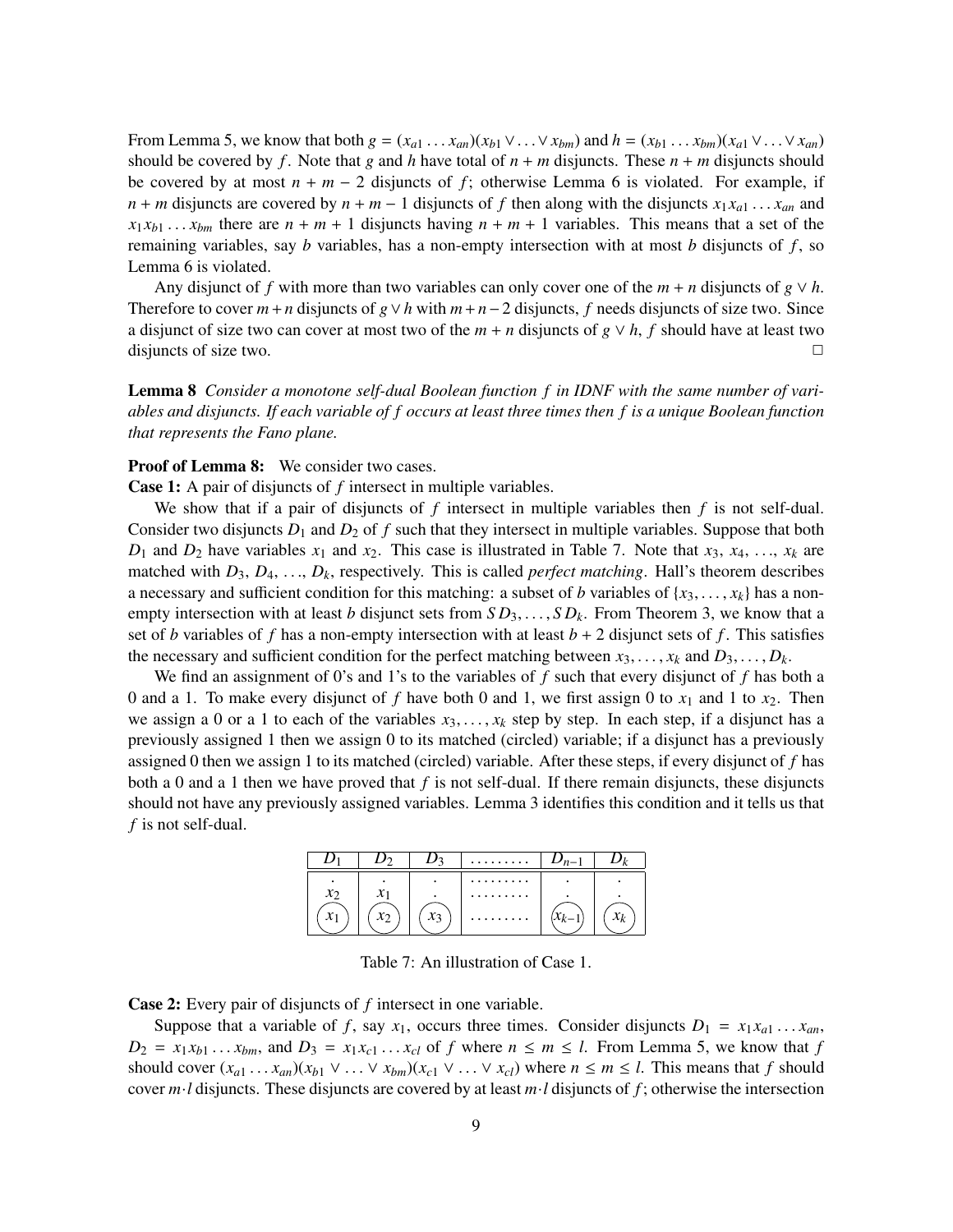From Lemma 5, we know that both $g = (x_{a1} \dots x_{an})(x_{b1} \vee \dots \vee x_{bm})$ and $h = (x_{b1} \dots x_{bm})(x_{a1} \vee \dots \vee x_{an})$ should be covered by $f$. Note that $g$ and $h$ have total of $n + m$ disjuncts. These $n + m$ disjuncts should be covered by at most $n + m - 2$ disjuncts of $f$; otherwise Lemma 6 is violated. For example, if $n + m$ disjuncts are covered by $n + m - 1$ disjuncts of $f$ then along with the disjuncts $x_1 x_{a1} \dots x_{an}$ and $x_1 x_{b1} \dots x_{bm}$ there are $n + m + 1$ disjuncts having $n + m + 1$ variables. This means that a set of the remaining variables, say $b$ variables, has a non-empty intersection with at most $b$ disjuncts of $f$, so Lemma 6 is violated.

Any disjunct of $f$ with more than two variables can only cover one of the $m + n$ disjuncts of $g \vee h$. Therefore to cover $m + n$ disjuncts of $g \vee h$ with $m + n - 2$ disjuncts, $f$ needs disjuncts of size two. Since a disjunct of size two can cover at most two of the $m + n$ disjuncts of $g \vee h$, $f$ should have at least two disjuncts of size two. □

**Lemma 8** *Consider a monotone self-dual Boolean function $f$ in IDNF with the same number of variables and disjuncts. If each variable of $f$ occurs at least three times then $f$ is a unique Boolean function that represents the Fano plane.*

**Proof of Lemma 8:** We consider two cases.

**Case 1:** A pair of disjuncts of $f$ intersect in multiple variables.

We show that if a pair of disjuncts of $f$ intersect in multiple variables then $f$ is not self-dual. Consider two disjuncts $D_1$ and $D_2$ of $f$ such that they intersect in multiple variables. Suppose that both $D_1$ and $D_2$ have variables $x_1$ and $x_2$. This case is illustrated in Table 7. Note that $x_3$, $x_4$, …, $x_k$ are matched with $D_3$, $D_4$, …, $D_k$, respectively. This is called *perfect matching*. Hall's theorem describes a necessary and sufficient condition for this matching: a subset of $b$ variables of $\{x_3, \dots, x_k\}$ has a non-empty intersection with at least $b$ disjunct sets from $SD_3, \dots, SD_k$. From Theorem 3, we know that a set of $b$ variables of $f$ has a non-empty intersection with at least $b + 2$ disjunct sets of $f$. This satisfies the necessary and sufficient condition for the perfect matching between $x_3, \dots, x_k$ and $D_3, \dots, D_k$.

We find an assignment of 0's and 1's to the variables of $f$ such that every disjunct of $f$ has both a 0 and a 1. To make every disjunct of $f$ have both 0 and 1, we first assign 0 to $x_1$ and 1 to $x_2$. Then we assign a 0 or a 1 to each of the variables $x_3, \dots, x_k$ step by step. In each step, if a disjunct has a previously assigned 1 then we assign 0 to its matched (circled) variable; if a disjunct has a previously assigned 0 then we assign 1 to its matched (circled) variable. After these steps, if every disjunct of $f$ has both a 0 and a 1 then we have proved that $f$ is not self-dual. If there remain disjuncts, these disjuncts should not have any previously assigned variables. Lemma 3 identifies this condition and it tells us that $f$ is not self-dual.

| $D_1$ | $D_2$ | $D_3$ | ……… | $D_{n-1}$ | $D_k$ |
|---|---|---|---|---|---|
| . | . | . | ……… | . | . |
| $x_2$ | $x_1$ | . | ……… | . | . |
| ($x_1$) | ($x_2$) | ($x_3$) | ……… | ($x_{k-1}$) | ($x_k$) |

Table 7: An illustration of Case 1.

**Case 2:** Every pair of disjuncts of $f$ intersect in one variable.

Suppose that a variable of $f$, say $x_1$, occurs three times. Consider disjuncts $D_1 = x_1 x_{a1} \dots x_{an}$, $D_2 = x_1 x_{b1} \dots x_{bm}$, and $D_3 = x_1 x_{c1} \dots x_{cl}$ of $f$ where $n \leq m \leq l$. From Lemma 5, we know that $f$ should cover $(x_{a1} \dots x_{an})(x_{b1} \vee \dots \vee x_{bm})(x_{c1} \vee \dots \vee x_{cl})$ where $n \leq m \leq l$. This means that $f$ should cover $m \cdot l$ disjuncts. These disjuncts are covered by at least $m \cdot l$ disjuncts of $f$; otherwise the intersection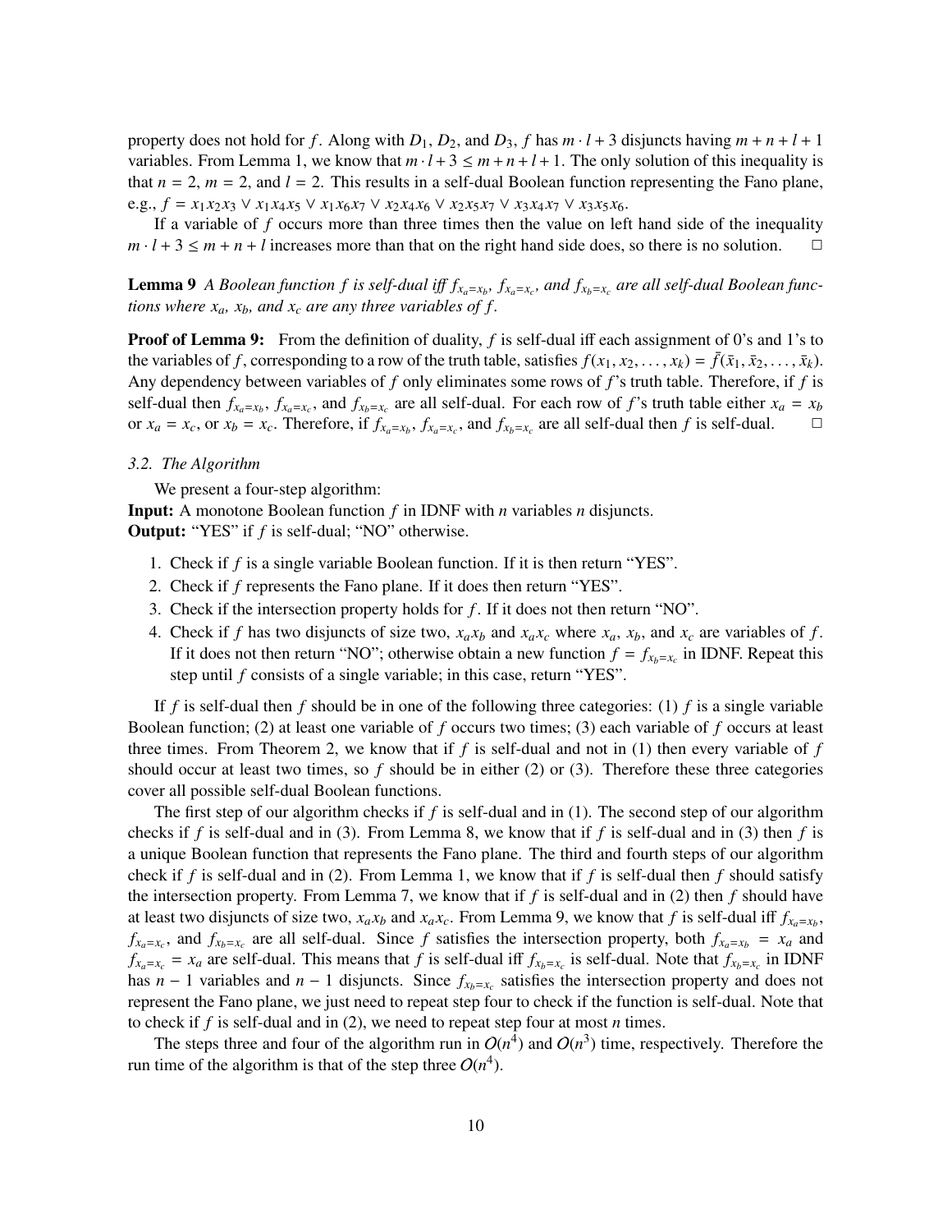property does not hold for $f$. Along with $D_1$, $D_2$, and $D_3$, $f$ has $m \cdot l + 3$ disjuncts having $m + n + l + 1$ variables. From Lemma 1, we know that $m \cdot l + 3 \leq m + n + l + 1$. The only solution of this inequality is that $n = 2$, $m = 2$, and $l = 2$. This results in a self-dual Boolean function representing the Fano plane, e.g., $f = x_1 x_2 x_3 \vee x_1 x_4 x_5 \vee x_1 x_6 x_7 \vee x_2 x_4 x_6 \vee x_2 x_5 x_7 \vee x_3 x_4 x_7 \vee x_3 x_5 x_6$.

If a variable of $f$ occurs more than three times then the value on left hand side of the inequality $m \cdot l + 3 \leq m + n + l$ increases more than that on the right hand side does, so there is no solution. □

**Lemma 9** *A Boolean function $f$ is self-dual iff $f_{x_a=x_b}$, $f_{x_a=x_c}$, and $f_{x_b=x_c}$ are all self-dual Boolean functions where $x_a$, $x_b$, and $x_c$ are any three variables of $f$.*

**Proof of Lemma 9:** From the definition of duality, $f$ is self-dual iff each assignment of 0's and 1's to the variables of $f$, corresponding to a row of the truth table, satisfies $f(x_1, x_2, \ldots, x_k) = \bar{f}(\bar{x}_1, \bar{x}_2, \ldots, \bar{x}_k)$. Any dependency between variables of $f$ only eliminates some rows of $f$'s truth table. Therefore, if $f$ is self-dual then $f_{x_a=x_b}$, $f_{x_a=x_c}$, and $f_{x_b=x_c}$ are all self-dual. For each row of $f$'s truth table either $x_a = x_b$ or $x_a = x_c$, or $x_b = x_c$. Therefore, if $f_{x_a=x_b}$, $f_{x_a=x_c}$, and $f_{x_b=x_c}$ are all self-dual then $f$ is self-dual. □

### *3.2. The Algorithm*

We present a four-step algorithm:

**Input:** A monotone Boolean function $f$ in IDNF with $n$ variables $n$ disjuncts.
**Output:** "YES" if $f$ is self-dual; "NO" otherwise.

1. Check if $f$ is a single variable Boolean function. If it is then return "YES".
2. Check if $f$ represents the Fano plane. If it does then return "YES".
3. Check if the intersection property holds for $f$. If it does not then return "NO".
4. Check if $f$ has two disjuncts of size two, $x_a x_b$ and $x_a x_c$ where $x_a$, $x_b$, and $x_c$ are variables of $f$. If it does not then return "NO"; otherwise obtain a new function $f = f_{x_b=x_c}$ in IDNF. Repeat this step until $f$ consists of a single variable; in this case, return "YES".

If $f$ is self-dual then $f$ should be in one of the following three categories: (1) $f$ is a single variable Boolean function; (2) at least one variable of $f$ occurs two times; (3) each variable of $f$ occurs at least three times. From Theorem 2, we know that if $f$ is self-dual and not in (1) then every variable of $f$ should occur at least two times, so $f$ should be in either (2) or (3). Therefore these three categories cover all possible self-dual Boolean functions.

The first step of our algorithm checks if $f$ is self-dual and in (1). The second step of our algorithm checks if $f$ is self-dual and in (3). From Lemma 8, we know that if $f$ is self-dual and in (3) then $f$ is a unique Boolean function that represents the Fano plane. The third and fourth steps of our algorithm check if $f$ is self-dual and in (2). From Lemma 1, we know that if $f$ is self-dual then $f$ should satisfy the intersection property. From Lemma 7, we know that if $f$ is self-dual and in (2) then $f$ should have at least two disjuncts of size two, $x_a x_b$ and $x_a x_c$. From Lemma 9, we know that $f$ is self-dual iff $f_{x_a=x_b}$, $f_{x_a=x_c}$, and $f_{x_b=x_c}$ are all self-dual. Since $f$ satisfies the intersection property, both $f_{x_a=x_b} = x_a$ and $f_{x_a=x_c} = x_a$ are self-dual. This means that $f$ is self-dual iff $f_{x_b=x_c}$ is self-dual. Note that $f_{x_b=x_c}$ in IDNF has $n - 1$ variables and $n - 1$ disjuncts. Since $f_{x_b=x_c}$ satisfies the intersection property and does not represent the Fano plane, we just need to repeat step four to check if the function is self-dual. Note that to check if $f$ is self-dual and in (2), we need to repeat step four at most $n$ times.

The steps three and four of the algorithm run in $O(n^4)$ and $O(n^3)$ time, respectively. Therefore the run time of the algorithm is that of the step three $O(n^4)$.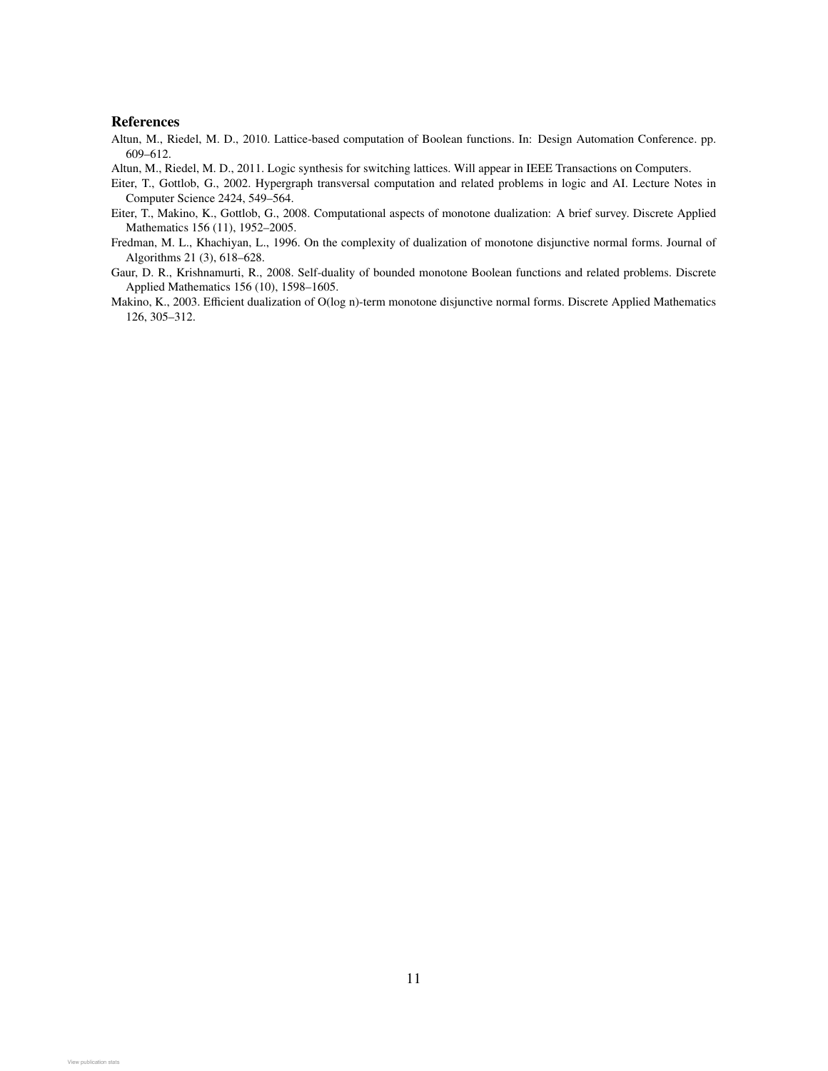## References

Altun, M., Riedel, M. D., 2010. Lattice-based computation of Boolean functions. In: Design Automation Conference. pp. 609–612.

Altun, M., Riedel, M. D., 2011. Logic synthesis for switching lattices. Will appear in IEEE Transactions on Computers.

Eiter, T., Gottlob, G., 2002. Hypergraph transversal computation and related problems in logic and AI. Lecture Notes in Computer Science 2424, 549–564.

Eiter, T., Makino, K., Gottlob, G., 2008. Computational aspects of monotone dualization: A brief survey. Discrete Applied Mathematics 156 (11), 1952–2005.

Fredman, M. L., Khachiyan, L., 1996. On the complexity of dualization of monotone disjunctive normal forms. Journal of Algorithms 21 (3), 618–628.

Gaur, D. R., Krishnamurti, R., 2008. Self-duality of bounded monotone Boolean functions and related problems. Discrete Applied Mathematics 156 (10), 1598–1605.

Makino, K., 2003. Efficient dualization of O(log n)-term monotone disjunctive normal forms. Discrete Applied Mathematics 126, 305–312.